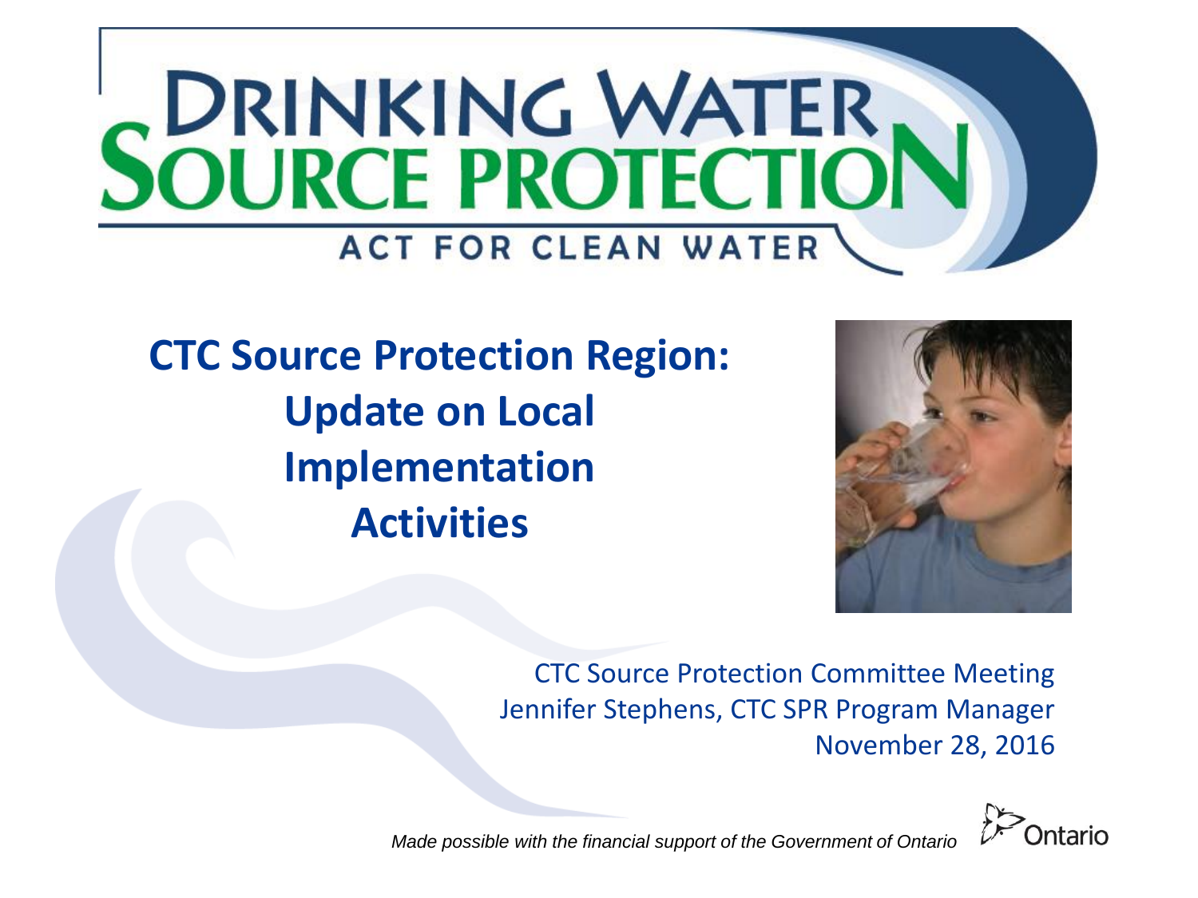# DRINKING WATER SOURCE PROTECTION

ACT FOR CLEAN WATER

## CTC Source Protection Region: Update on Local Implementation Activities

CTC Source Protection Committee Meeting
Jennifer Stephens, CTC SPR Program Manager
November 28, 2016

*Made possible with the financial support of the Government of Ontario*

Ontario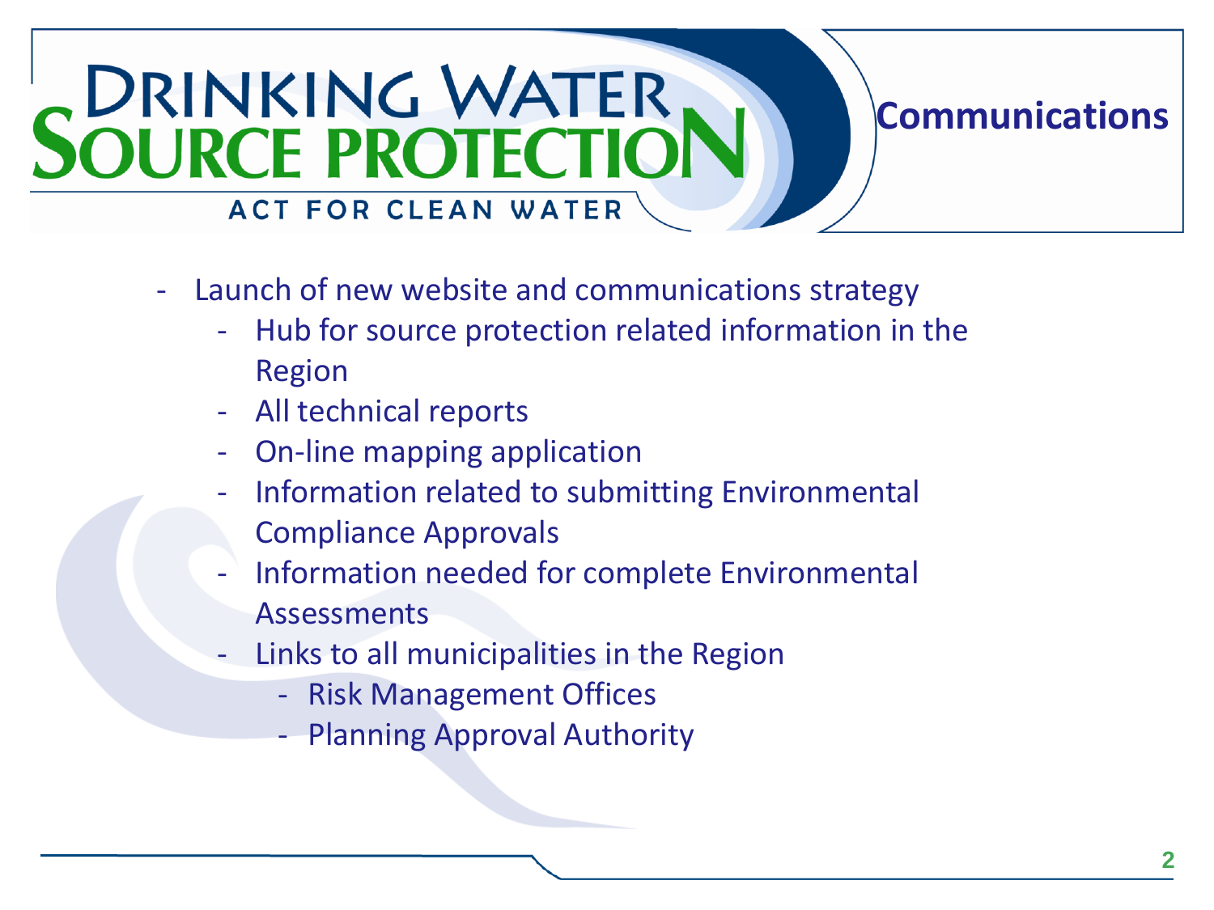# Drinking Water Source Protection

ACT FOR CLEAN WATER

## Communications

- Launch of new website and communications strategy
  - Hub for source protection related information in the Region
  - All technical reports
  - On-line mapping application
  - Information related to submitting Environmental Compliance Approvals
  - Information needed for complete Environmental Assessments
  - Links to all municipalities in the Region
    - Risk Management Offices
    - Planning Approval Authority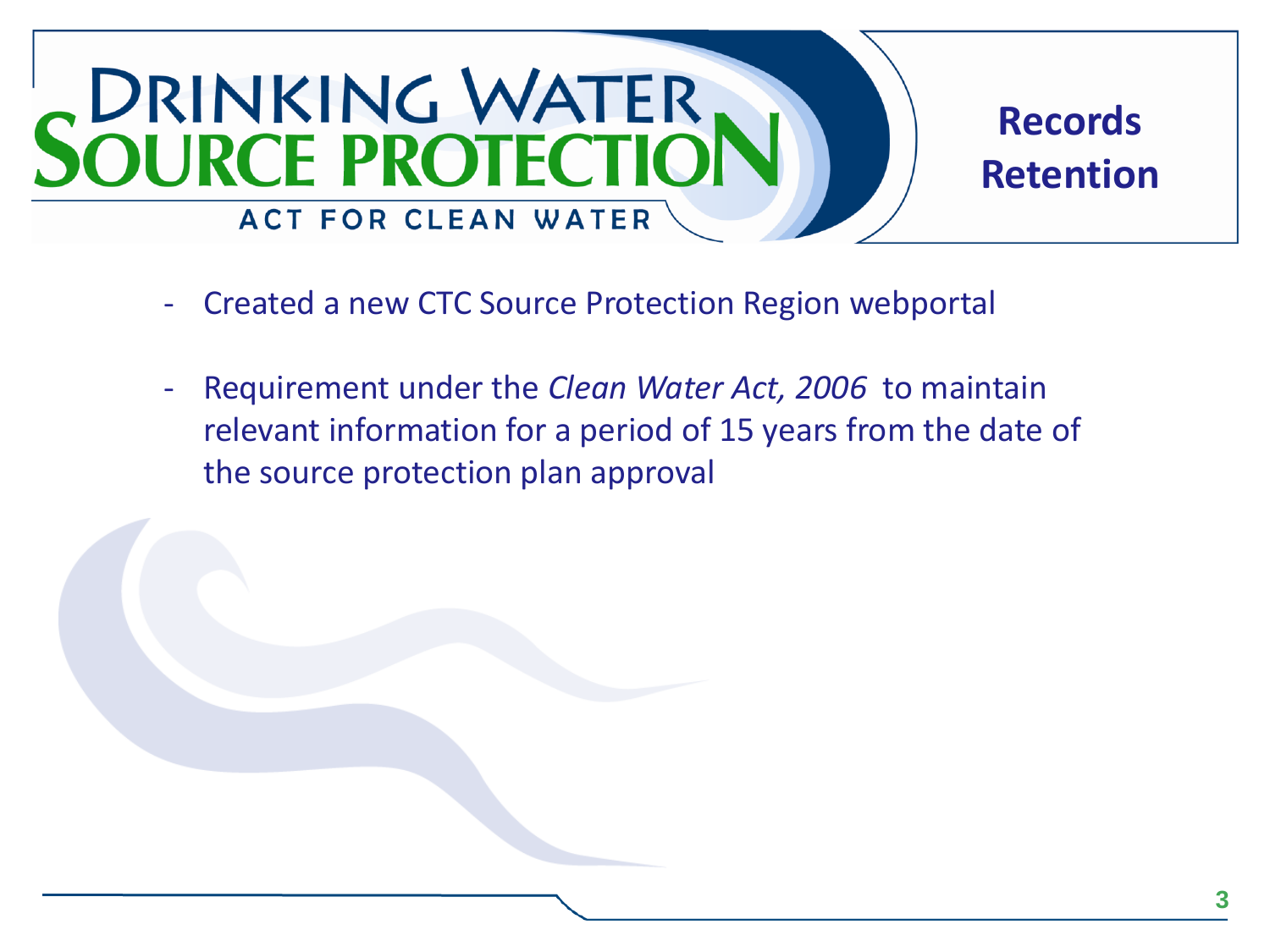# Drinking Water Source Protection

ACT FOR CLEAN WATER

## Records Retention

- Created a new CTC Source Protection Region webportal
- Requirement under the *Clean Water Act, 2006* to maintain relevant information for a period of 15 years from the date of the source protection plan approval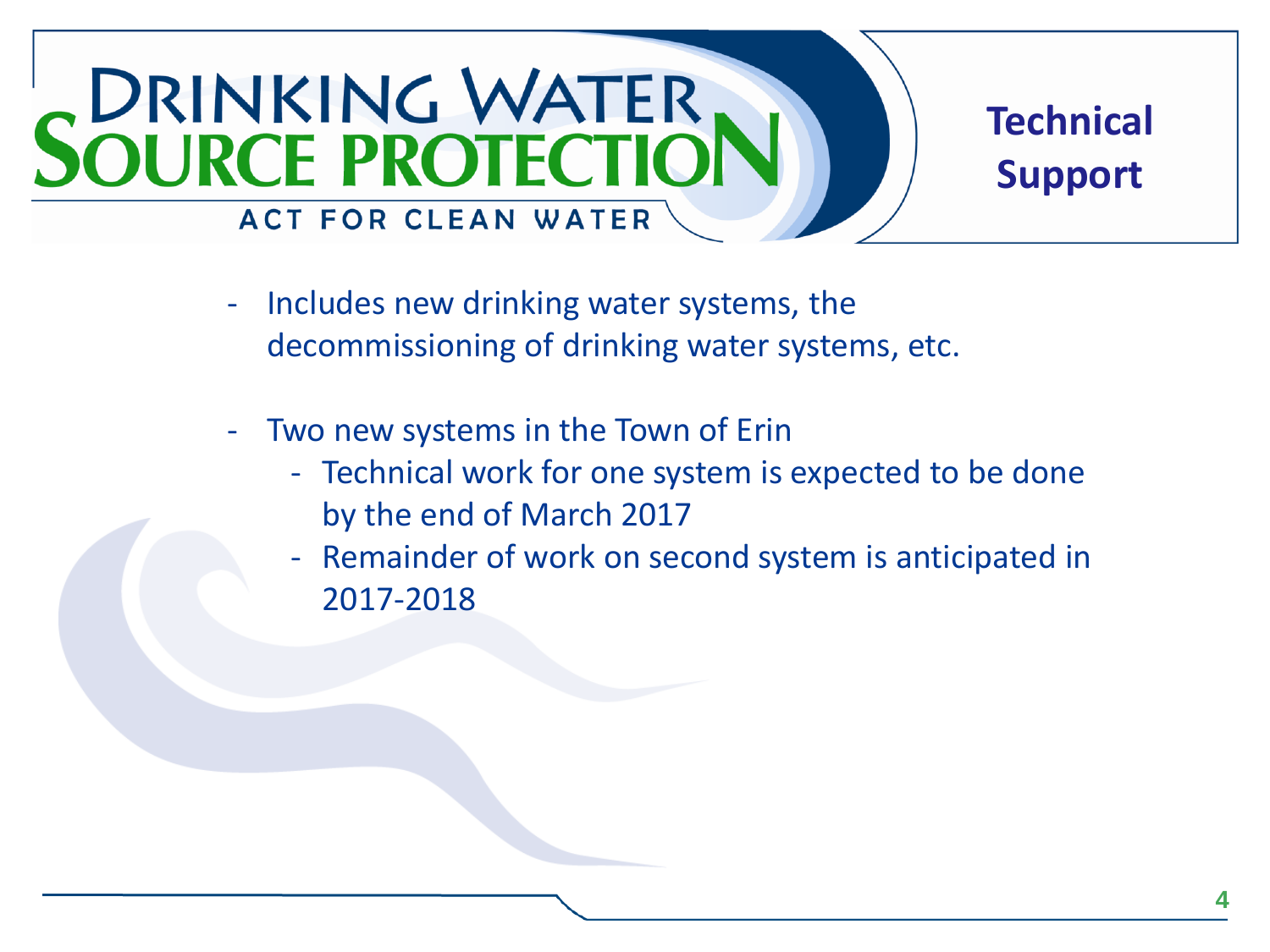# Technical Support

- Includes new drinking water systems, the decommissioning of drinking water systems, etc.
- Two new systems in the Town of Erin
  - Technical work for one system is expected to be done by the end of March 2017
  - Remainder of work on second system is anticipated in 2017-2018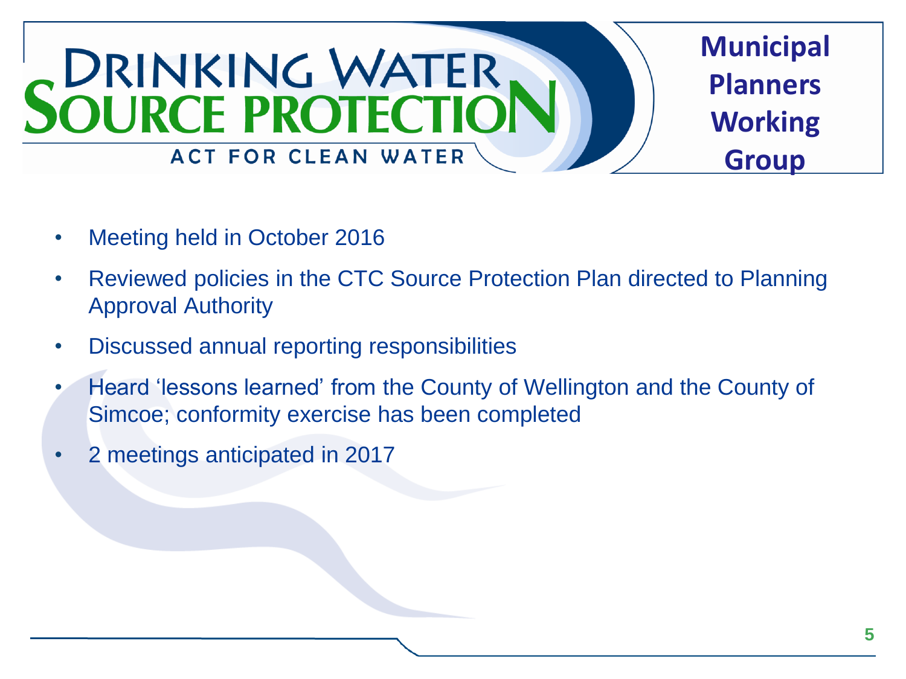# Municipal Planners Working Group

- Meeting held in October 2016
- Reviewed policies in the CTC Source Protection Plan directed to Planning Approval Authority
- Discussed annual reporting responsibilities
- Heard 'lessons learned' from the County of Wellington and the County of Simcoe; conformity exercise has been completed
- 2 meetings anticipated in 2017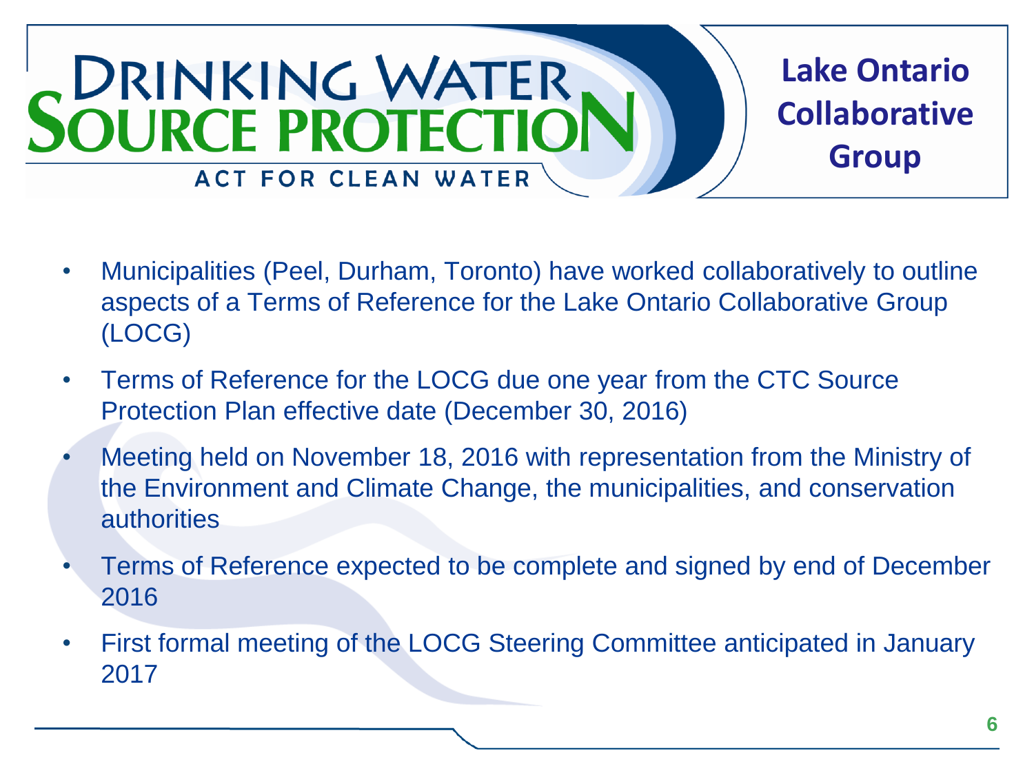# Lake Ontario Collaborative Group

- Municipalities (Peel, Durham, Toronto) have worked collaboratively to outline aspects of a Terms of Reference for the Lake Ontario Collaborative Group (LOCG)
- Terms of Reference for the LOCG due one year from the CTC Source Protection Plan effective date (December 30, 2016)
- Meeting held on November 18, 2016 with representation from the Ministry of the Environment and Climate Change, the municipalities, and conservation authorities
- Terms of Reference expected to be complete and signed by end of December 2016
- First formal meeting of the LOCG Steering Committee anticipated in January 2017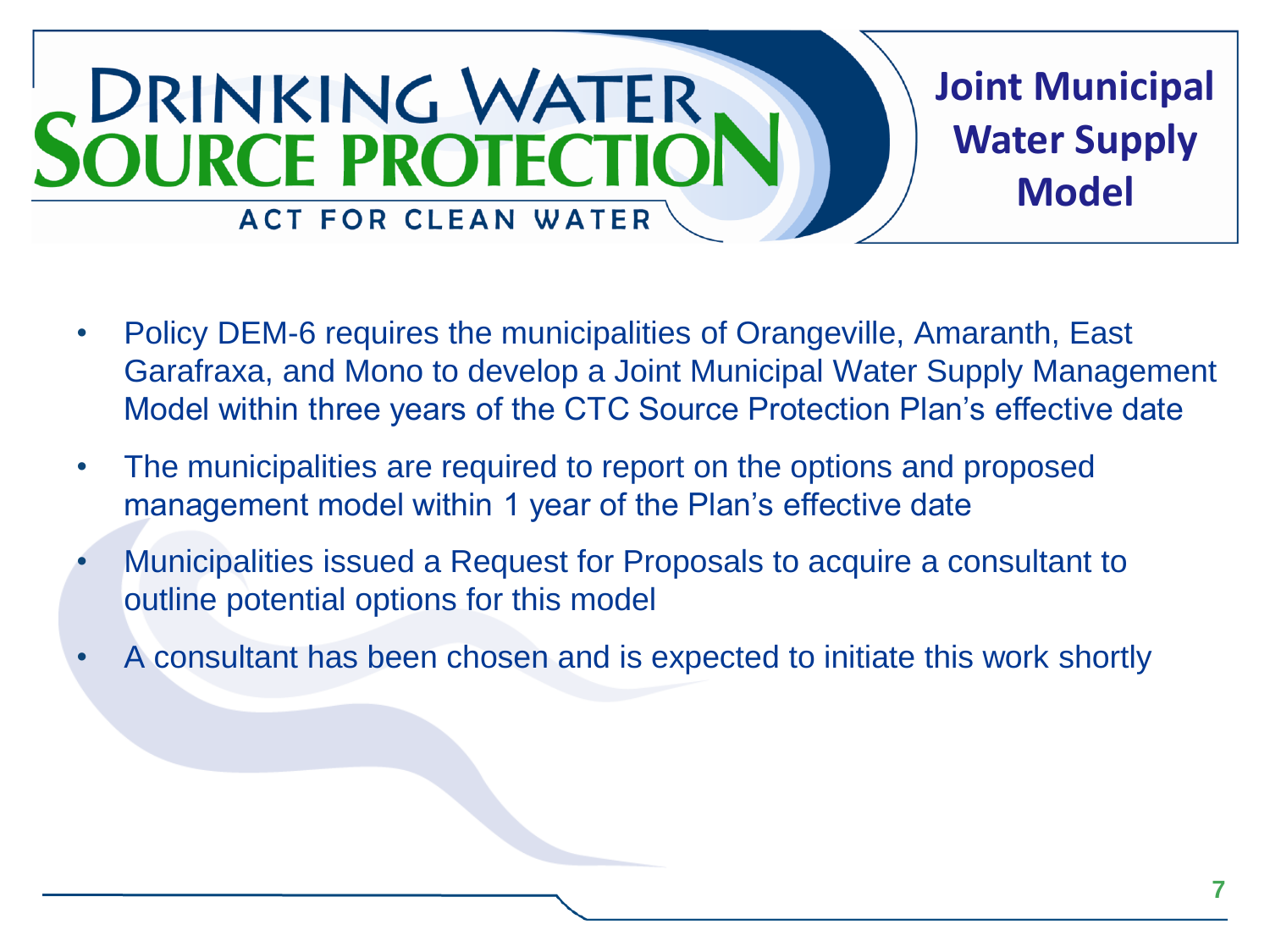# Joint Municipal Water Supply Model

- Policy DEM-6 requires the municipalities of Orangeville, Amaranth, East Garafraxa, and Mono to develop a Joint Municipal Water Supply Management Model within three years of the CTC Source Protection Plan's effective date
- The municipalities are required to report on the options and proposed management model within 1 year of the Plan's effective date
- Municipalities issued a Request for Proposals to acquire a consultant to outline potential options for this model
- A consultant has been chosen and is expected to initiate this work shortly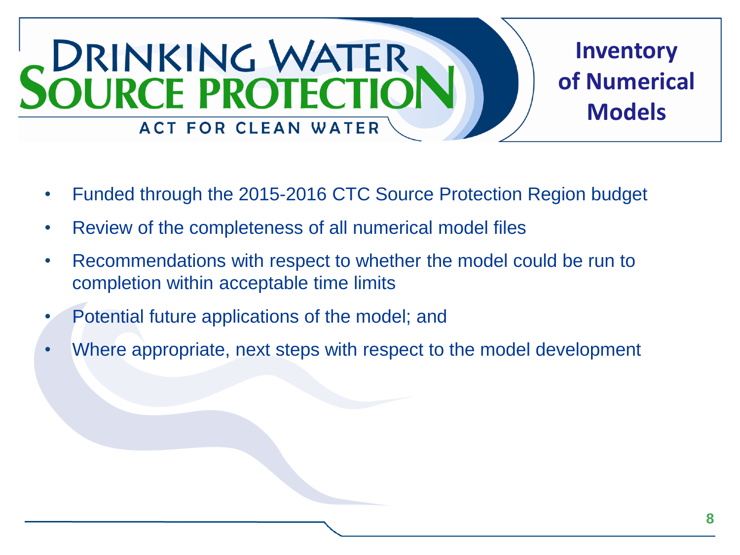# Inventory of Numerical Models

- Funded through the 2015-2016 CTC Source Protection Region budget
- Review of the completeness of all numerical model files
- Recommendations with respect to whether the model could be run to completion within acceptable time limits
- Potential future applications of the model; and
- Where appropriate, next steps with respect to the model development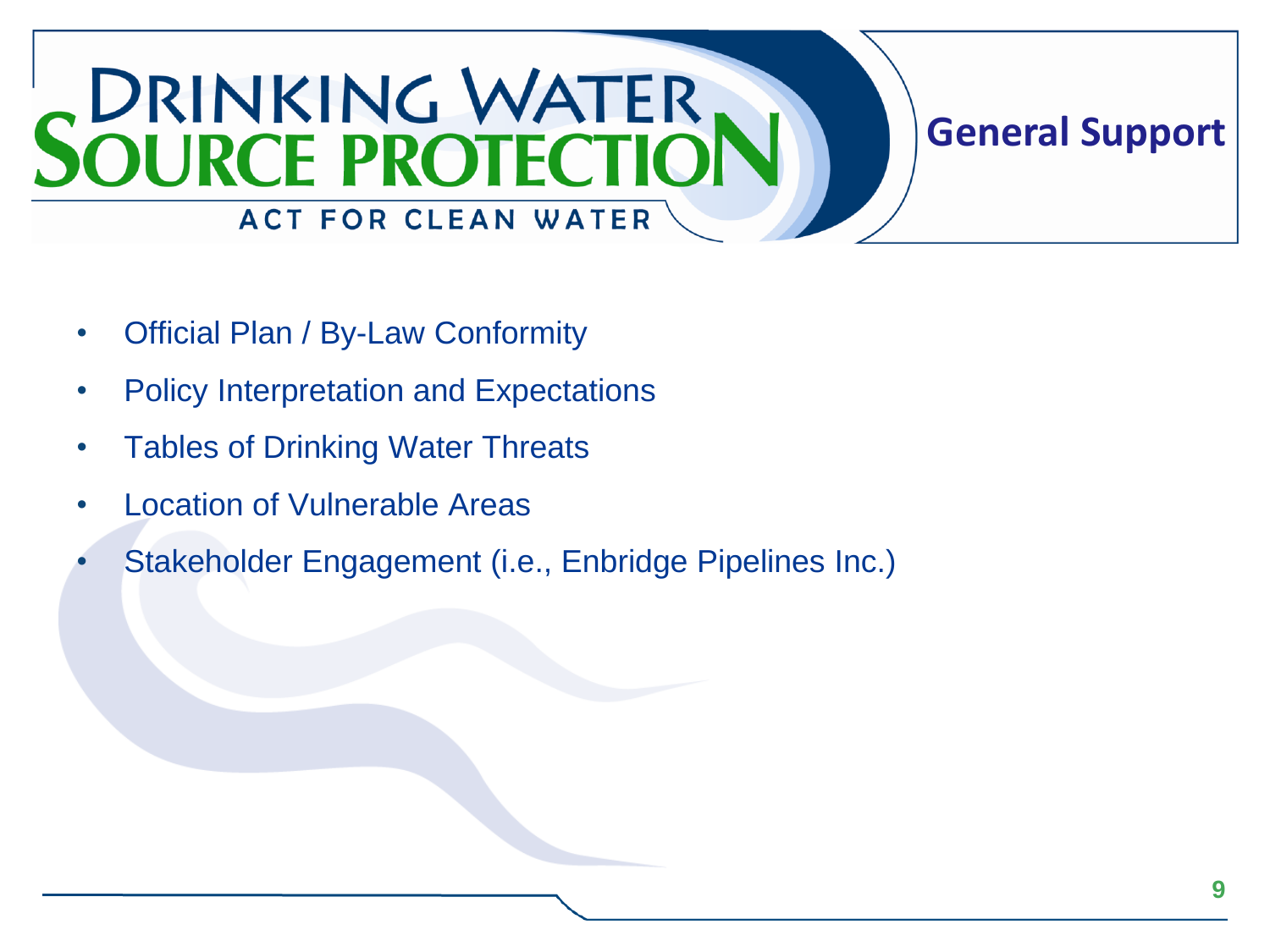# General Support

- Official Plan / By-Law Conformity
- Policy Interpretation and Expectations
- Tables of Drinking Water Threats
- Location of Vulnerable Areas
- Stakeholder Engagement (i.e., Enbridge Pipelines Inc.)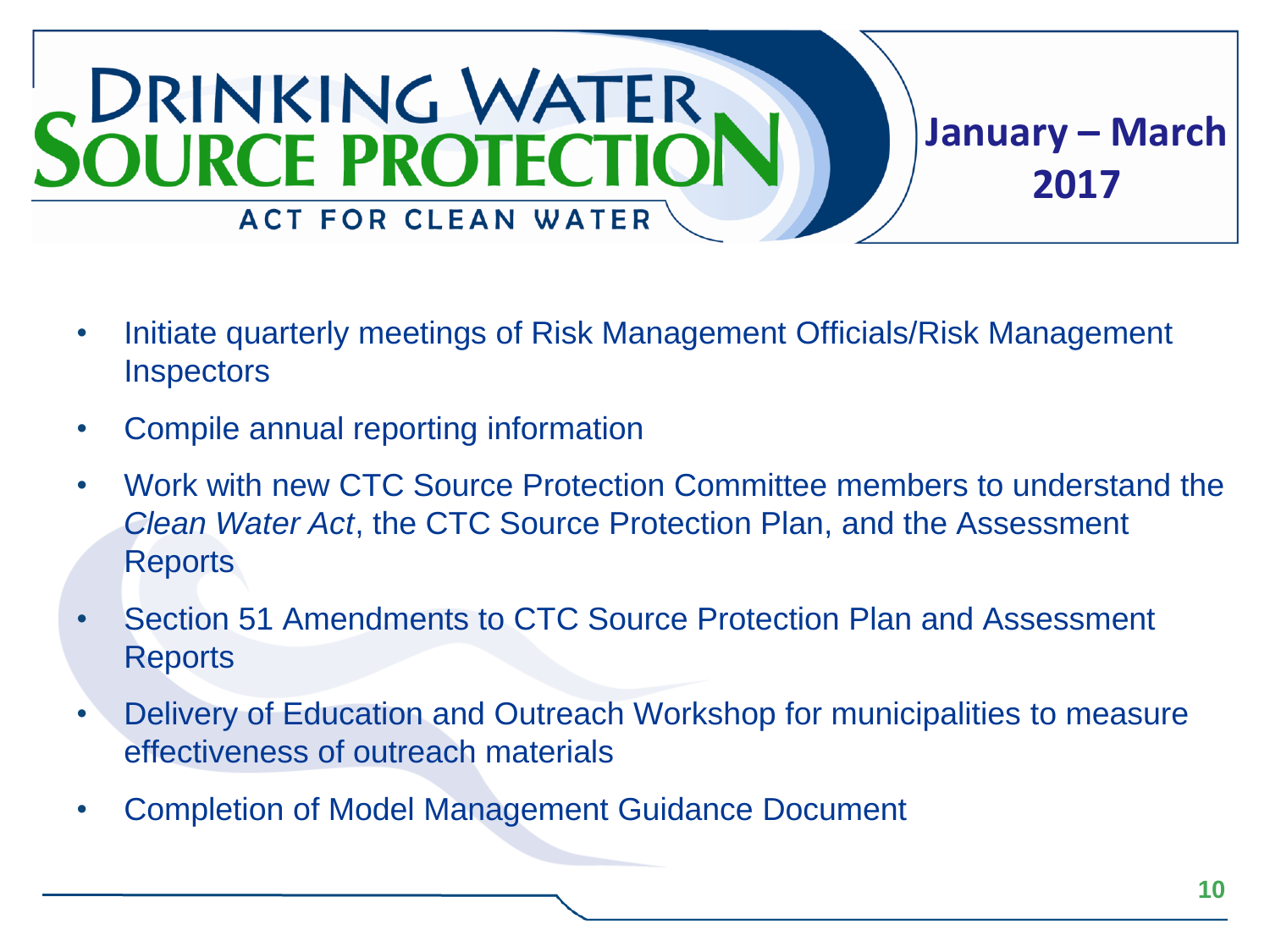# DRINKING WATER SOURCE PROTECTION

ACT FOR CLEAN WATER

## January – March 2017

- Initiate quarterly meetings of Risk Management Officials/Risk Management Inspectors
- Compile annual reporting information
- Work with new CTC Source Protection Committee members to understand the *Clean Water Act*, the CTC Source Protection Plan, and the Assessment Reports
- Section 51 Amendments to CTC Source Protection Plan and Assessment Reports
- Delivery of Education and Outreach Workshop for municipalities to measure effectiveness of outreach materials
- Completion of Model Management Guidance Document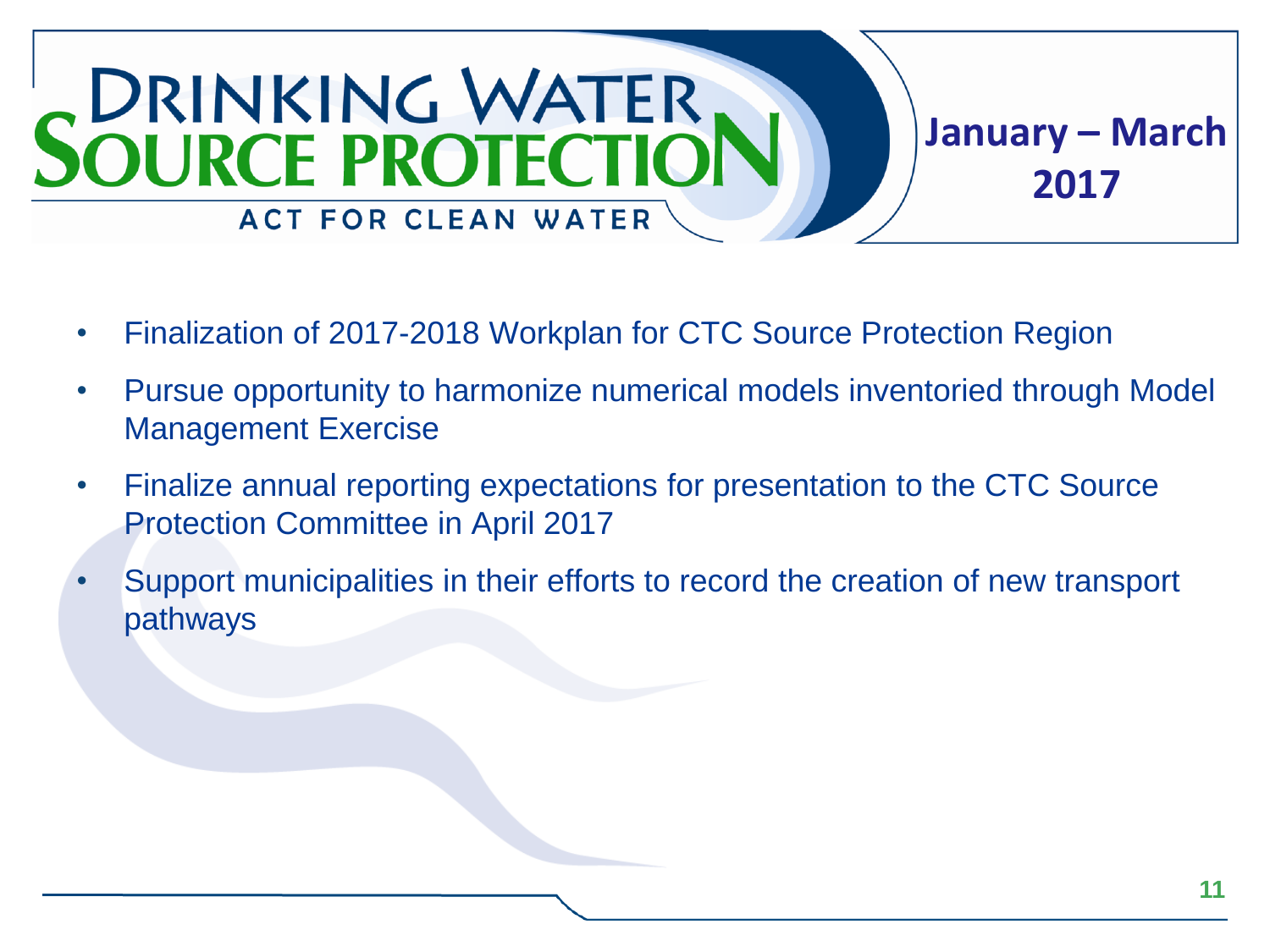# DRINKING WATER SOURCE PROTECTION

ACT FOR CLEAN WATER

## January – March 2017

- Finalization of 2017-2018 Workplan for CTC Source Protection Region
- Pursue opportunity to harmonize numerical models inventoried through Model Management Exercise
- Finalize annual reporting expectations for presentation to the CTC Source Protection Committee in April 2017
- Support municipalities in their efforts to record the creation of new transport pathways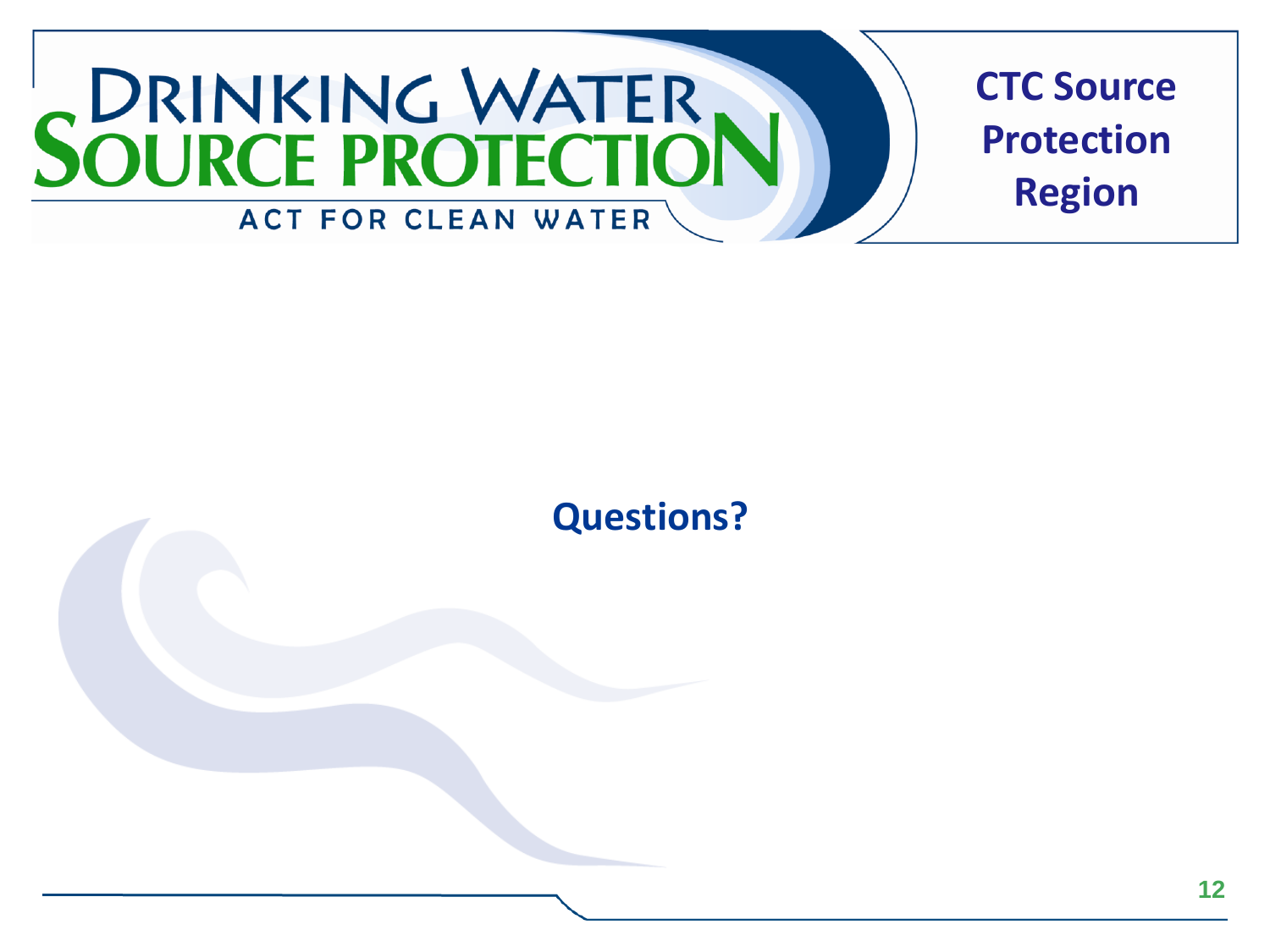DRINKING WATER SOURCE PROTECTION

ACT FOR CLEAN WATER

**CTC Source Protection Region**

**Questions?**